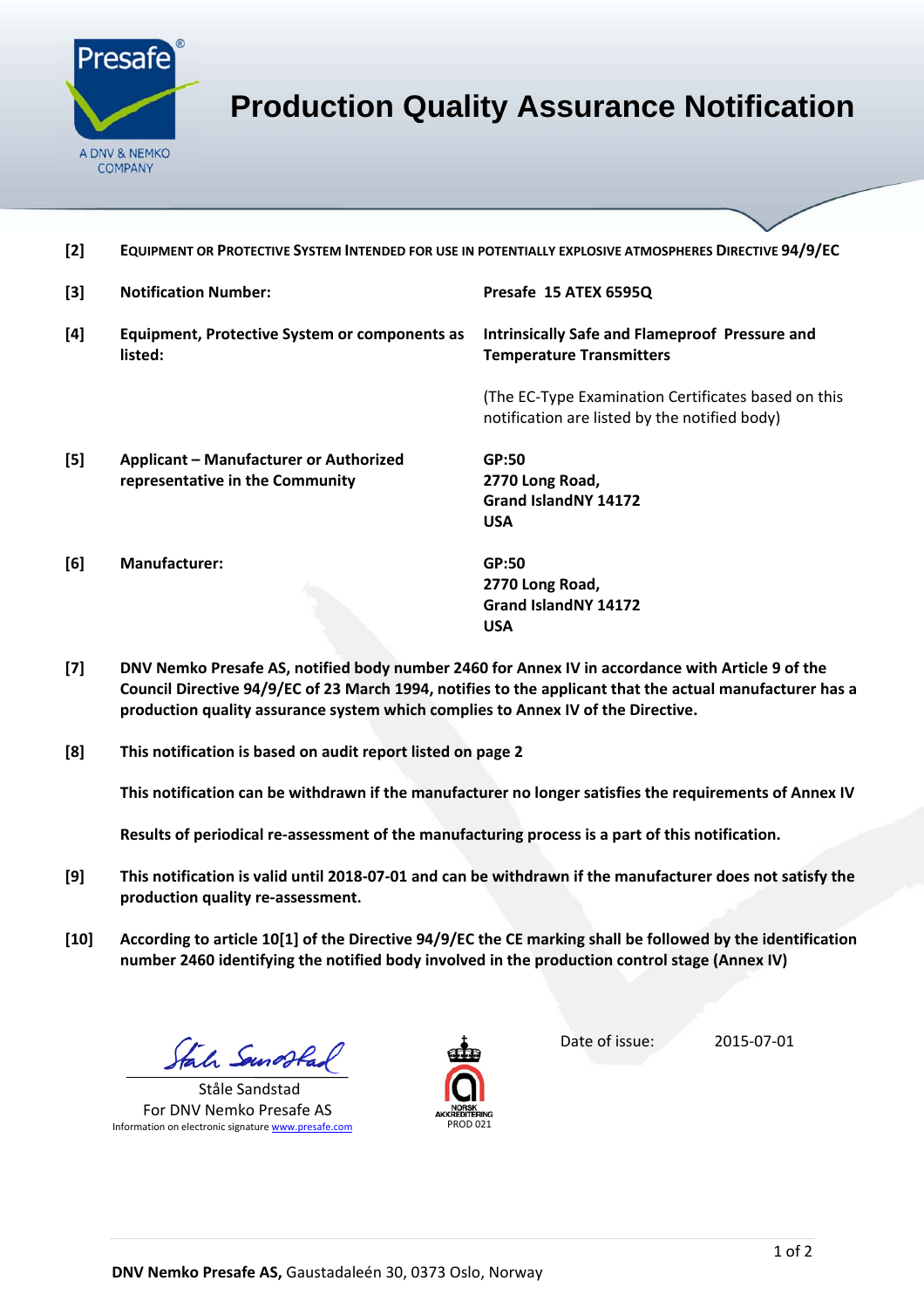Presafe®

A DNV & NEMKO COMPANY

# Production Quality Assurance Notification

**[2]** **EQUIPMENT OR PROTECTIVE SYSTEM INTENDED FOR USE IN POTENTIALLY EXPLOSIVE ATMOSPHERES DIRECTIVE 94/9/EC**

| | | |
|---|---|---|
| **[3]** | **Notification Number:** | **Presafe 15 ATEX 6595Q** |
| **[4]** | **Equipment, Protective System or components as listed:** | **Intrinsically Safe and Flameproof Pressure and Temperature Transmitters**<br><br>(The EC-Type Examination Certificates based on this notification are listed by the notified body) |
| **[5]** | **Applicant – Manufacturer or Authorized representative in the Community** | **GP:50**<br>**2770 Long Road,**<br>**Grand IslandNY 14172**<br>**USA** |
| **[6]** | **Manufacturer:** | **GP:50**<br>**2770 Long Road,**<br>**Grand IslandNY 14172**<br>**USA** |

**[7]** **DNV Nemko Presafe AS, notified body number 2460 for Annex IV in accordance with Article 9 of the Council Directive 94/9/EC of 23 March 1994, notifies to the applicant that the actual manufacturer has a production quality assurance system which complies to Annex IV of the Directive.**

**[8]** **This notification is based on audit report listed on page 2**

**This notification can be withdrawn if the manufacturer no longer satisfies the requirements of Annex IV**

**Results of periodical re-assessment of the manufacturing process is a part of this notification.**

**[9]** **This notification is valid until 2018-07-01 and can be withdrawn if the manufacturer does not satisfy the production quality re-assessment.**

**[10]** **According to article 10[1] of the Directive 94/9/EC the CE marking shall be followed by the identification number 2460 identifying the notified body involved in the production control stage (Annex IV)**

Ståle Sandstad
For DNV Nemko Presafe AS
Information on electronic signature www.presafe.com

NORSK AKKREDITERING
PROD 021

Date of issue: 2015-07-01

**DNV Nemko Presafe AS,** Gaustadaleén 30, 0373 Oslo, Norway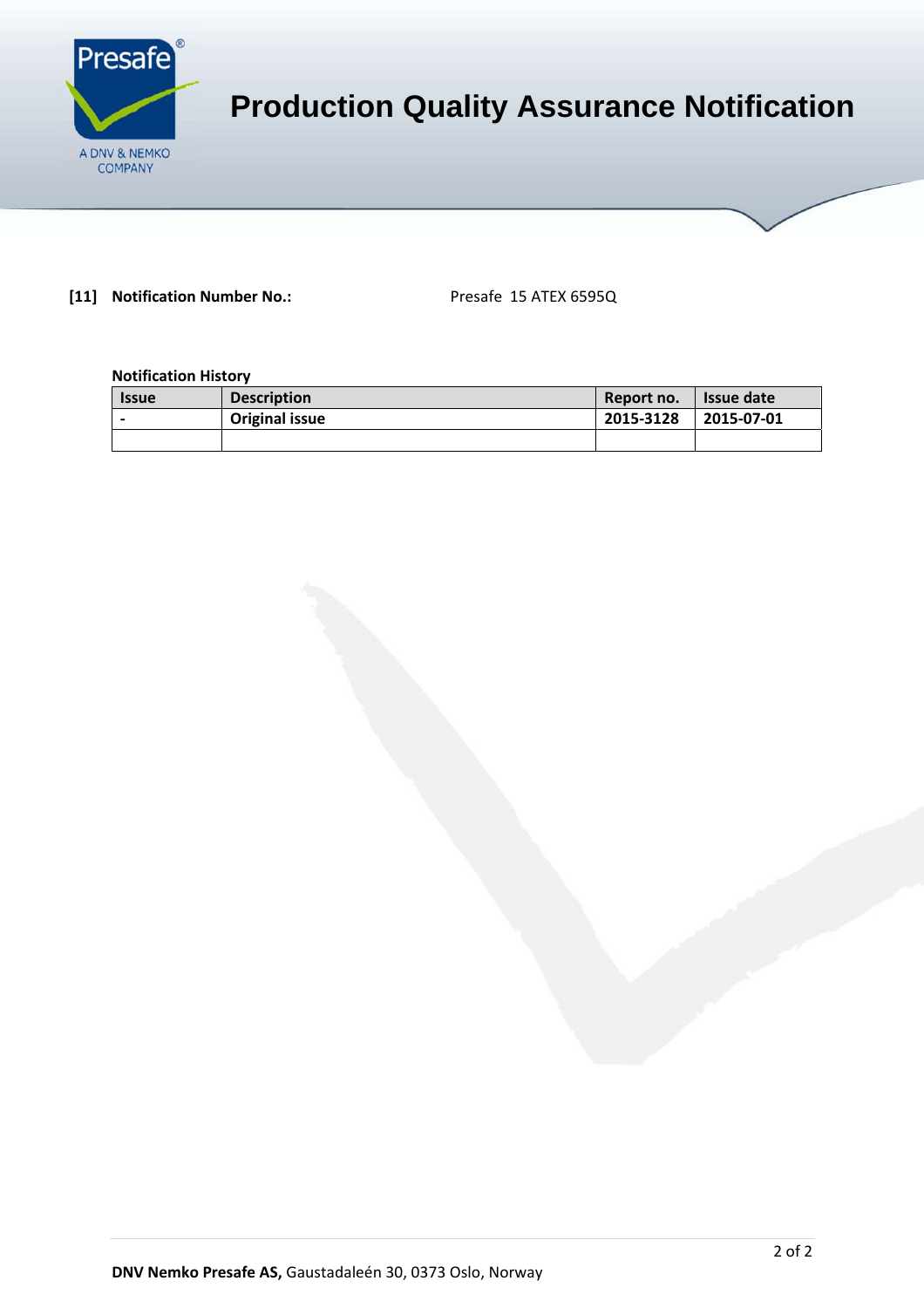# Production Quality Assurance Notification

**[11] Notification Number No.:** Presafe 15 ATEX 6595Q

**Notification History**

| Issue | Description | Report no. | Issue date |
|---|---|---|---|
| **-** | **Original issue** | **2015-3128** | **2015-07-01** |
| | | | |

**DNV Nemko Presafe AS,** Gaustadaleén 30, 0373 Oslo, Norway